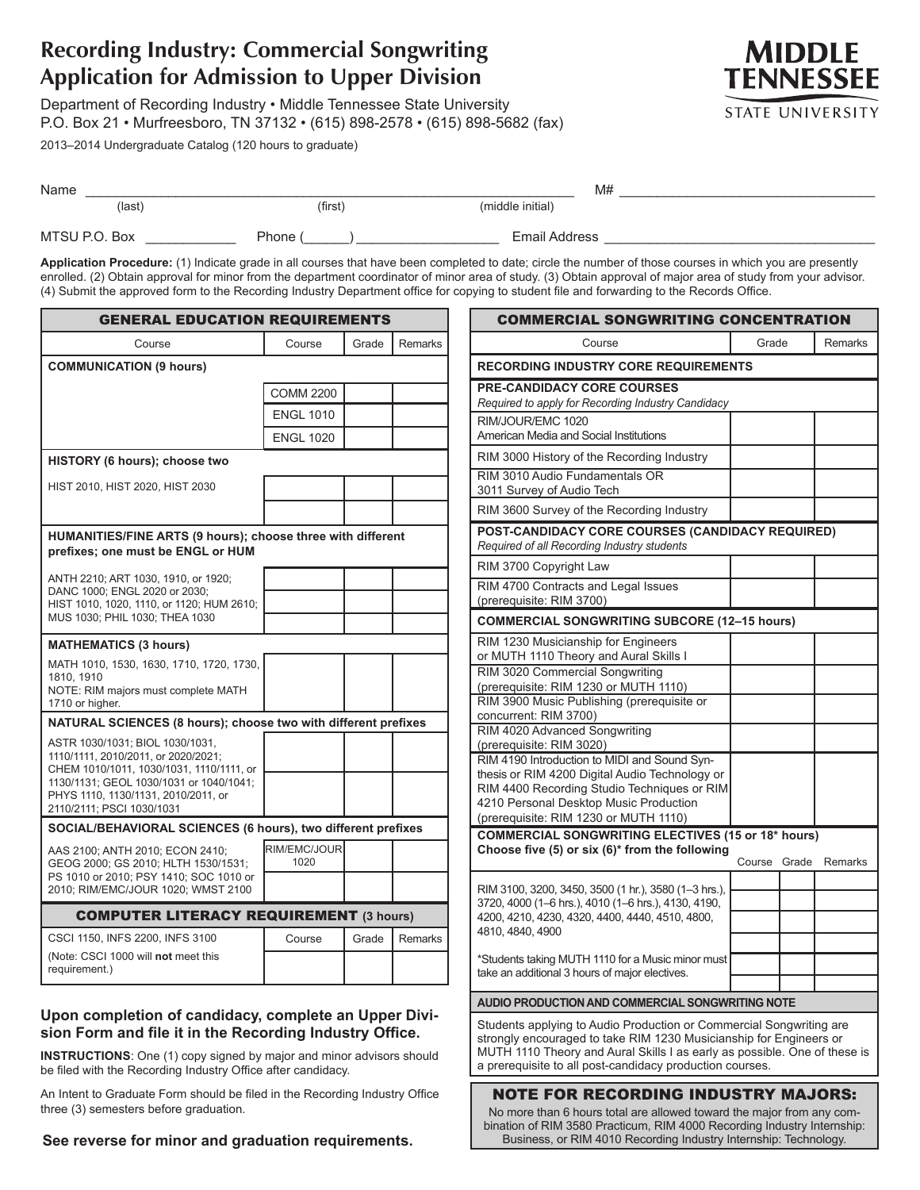# Recording Industry: Commercial Songwriting Application for Admission to Upper Division

Department of Recording Industry • Middle Tennessee State University
P.O. Box 21 • Murfreesboro, TN 37132 • (615) 898-2578 • (615) 898-5682 (fax)

2013–2014 Undergraduate Catalog (120 hours to graduate)

**MIDDLE TENNESSEE STATE UNIVERSITY**

Name ______________________________________________ M# ____________________
(last) (first) (middle initial)

MTSU P.O. Box ___________ Phone (______) ________________ Email Address ______________________

**Application Procedure:** (1) Indicate grade in all courses that have been completed to date; circle the number of those courses in which you are presently enrolled. (2) Obtain approval for minor from the department coordinator of minor area of study. (3) Obtain approval of major area of study from your advisor. (4) Submit the approved form to the Recording Industry Department office for copying to student file and forwarding to the Records Office.

## GENERAL EDUCATION REQUIREMENTS

| Course | Course | Grade | Remarks |
|---|---|---|---|
| **COMMUNICATION (9 hours)** | | | |
| | COMM 2200 | | |
| | ENGL 1010 | | |
| | ENGL 1020 | | |
| **HISTORY (6 hours); choose two** | | | |
| HIST 2010, HIST 2020, HIST 2030 | | | |
| | | | |
| **HUMANITIES/FINE ARTS (9 hours); choose three with different prefixes; one must be ENGL or HUM** | | | |
| ANTH 2210; ART 1030, 1910, or 1920; DANC 1000; ENGL 2020 or 2030; HIST 1010, 1020, 1110, or 1120; HUM 2610; MUS 1030; PHIL 1030; THEA 1030 | | | |
| | | | |
| | | | |
| **MATHEMATICS (3 hours)** | | | |
| MATH 1010, 1530, 1630, 1710, 1720, 1730, 1810, 1910 NOTE: RIM majors must complete MATH 1710 or higher. | | | |
| **NATURAL SCIENCES (8 hours); choose two with different prefixes** | | | |
| ASTR 1030/1031; BIOL 1030/1031, 1110/1111, 2010/2011, or 2020/2021; CHEM 1010/1011, 1030/1031, 1110/1111, or 1130/1131; GEOL 1030/1031 or 1040/1041; PHYS 1110, 1130/1131, 2010/2011, or 2110/2111; PSCI 1030/1031 | | | |
| | | | |
| **SOCIAL/BEHAVIORAL SCIENCES (6 hours), two different prefixes** | | | |
| AAS 2100; ANTH 2010; ECON 2410; GEOG 2000; GS 2010; HLTH 1530/1531; PS 1010 or 2010; PSY 1410; SOC 1010 or 2010; RIM/EMC/JOUR 1020; WMST 2100 | RIM/EMC/JOUR 1020 | | |
| | | | |

## COMPUTER LITERACY REQUIREMENT (3 hours)

| | Course | Grade | Remarks |
|---|---|---|---|
| CSCI 1150, INFS 2200, INFS 3100 (Note: CSCI 1000 will **not** meet this requirement.) | | | |

**Upon completion of candidacy, complete an Upper Division Form and file it in the Recording Industry Office.**

**INSTRUCTIONS**: One (1) copy signed by major and minor advisors should be filed with the Recording Industry Office after candidacy.

An Intent to Graduate Form should be filed in the Recording Industry Office three (3) semesters before graduation.

**See reverse for minor and graduation requirements.**

## COMMERCIAL SONGWRITING CONCENTRATION

| Course | Grade | Remarks |
|---|---|---|
| **RECORDING INDUSTRY CORE REQUIREMENTS** | | |
| **PRE-CANDIDACY CORE COURSES** *Required to apply for Recording Industry Candidacy* | | |
| RIM/JOUR/EMC 1020 American Media and Social Institutions | | |
| RIM 3000 History of the Recording Industry | | |
| RIM 3010 Audio Fundamentals OR 3011 Survey of Audio Tech | | |
| RIM 3600 Survey of the Recording Industry | | |
| **POST-CANDIDACY CORE COURSES (CANDIDACY REQUIRED)** *Required of all Recording Industry students* | | |
| RIM 3700 Copyright Law | | |
| RIM 4700 Contracts and Legal Issues (prerequisite: RIM 3700) | | |
| **COMMERCIAL SONGWRITING SUBCORE (12–15 hours)** | | |
| RIM 1230 Musicianship for Engineers or MUTH 1110 Theory and Aural Skills I | | |
| RIM 3020 Commercial Songwriting (prerequisite: RIM 1230 or MUTH 1110) | | |
| RIM 3900 Music Publishing (prerequisite or concurrent: RIM 3700) | | |
| RIM 4020 Advanced Songwriting (prerequisite: RIM 3020) | | |
| RIM 4190 Introduction to MIDI and Sound Synthesis or RIM 4200 Digital Audio Technology or RIM 4400 Recording Studio Techniques or RIM 4210 Personal Desktop Music Production (prerequisite: RIM 1230 or MUTH 1110) | | |

| **COMMERCIAL SONGWRITING ELECTIVES (15 or 18* hours)** Choose five (5) or six (6)* from the following | Course | Grade | Remarks |
|---|---|---|---|
| RIM 3100, 3200, 3450, 3500 (1 hr.), 3580 (1–3 hrs.), 3720, 4000 (1–6 hrs.), 4010 (1–6 hrs.), 4130, 4190, 4200, 4210, 4230, 4320, 4400, 4440, 4510, 4800, 4810, 4840, 4900 | | | |
| | | | |
| | | | |
| *Students taking MUTH 1110 for a Music minor must take an additional 3 hours of major electives. | | | |
| | | | |
| | | | |

### AUDIO PRODUCTION AND COMMERCIAL SONGWRITING NOTE

Students applying to Audio Production or Commercial Songwriting are strongly encouraged to take RIM 1230 Musicianship for Engineers or MUTH 1110 Theory and Aural Skills I as early as possible. One of these is a prerequisite to all post-candidacy production courses.

### NOTE FOR RECORDING INDUSTRY MAJORS:

No more than 6 hours total are allowed toward the major from any combination of RIM 3580 Practicum, RIM 4000 Recording Industry Internship: Business, or RIM 4010 Recording Industry Internship: Technology.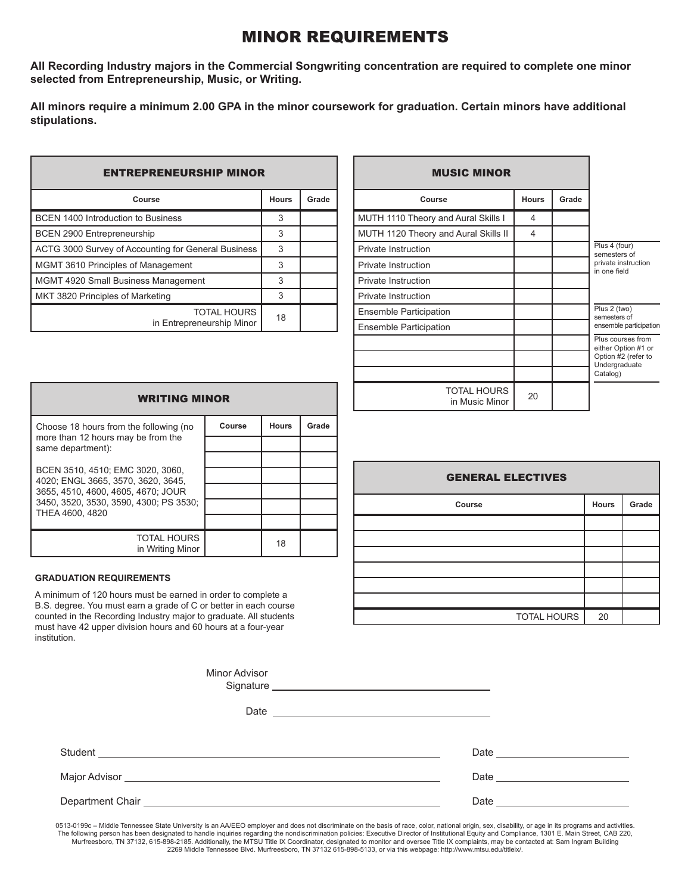# MINOR REQUIREMENTS

**All Recording Industry majors in the Commercial Songwriting concentration are required to complete one minor selected from Entrepreneurship, Music, or Writing.**

**All minors require a minimum 2.00 GPA in the minor coursework for graduation. Certain minors have additional stipulations.**

## ENTREPRENEURSHIP MINOR

| Course | Hours | Grade |
|---|---|---|
| BCEN 1400 Introduction to Business | 3 | |
| BCEN 2900 Entrepreneurship | 3 | |
| ACTG 3000 Survey of Accounting for General Business | 3 | |
| MGMT 3610 Principles of Management | 3 | |
| MGMT 4920 Small Business Management | 3 | |
| MKT 3820 Principles of Marketing | 3 | |
| TOTAL HOURS in Entrepreneurship Minor | 18 | |

## WRITING MINOR

Choose 18 hours from the following (no more than 12 hours may be from the same department):

BCEN 3510, 4510; EMC 3020, 3060, 4020; ENGL 3665, 3570, 3620, 3645, 3655, 4510, 4600, 4605, 4670; JOUR 3450, 3520, 3530, 3590, 4300; PS 3530; THEA 4600, 4820

| Course | Hours | Grade |
|---|---|---|
| | | |
| | | |
| | | |
| | | |
| | | |
| | | |
| TOTAL HOURS in Writing Minor | 18 | |

### GRADUATION REQUIREMENTS

A minimum of 120 hours must be earned in order to complete a B.S. degree. You must earn a grade of C or better in each course counted in the Recording Industry major to graduate. All students must have 42 upper division hours and 60 hours at a four-year institution.

## MUSIC MINOR

| Course | Hours | Grade | |
|---|---|---|---|
| MUTH 1110 Theory and Aural Skills I | 4 | | |
| MUTH 1120 Theory and Aural Skills II | 4 | | |
| Private Instruction | | | Plus 4 (four) semesters of private instruction in one field |
| Private Instruction | | | |
| Private Instruction | | | |
| Private Instruction | | | |
| Ensemble Participation | | | Plus 2 (two) semesters of ensemble participation |
| Ensemble Participation | | | |
| | | | Plus courses from either Option #1 or Option #2 (refer to Undergraduate Catalog) |
| | | | |
| | | | |
| TOTAL HOURS in Music Minor | 20 | | |

## GENERAL ELECTIVES

| Course | Hours | Grade |
|---|---|---|
| | | |
| | | |
| | | |
| | | |
| | | |
| | | |
| TOTAL HOURS | 20 | |

Minor Advisor Signature ______________________

Date ______________________

Student ______________________ Date ______________________

Major Advisor ______________________ Date ______________________

Department Chair ______________________ Date ______________________

0513-0199c – Middle Tennessee State University is an AA/EEO employer and does not discriminate on the basis of race, color, national origin, sex, disability, or age in its programs and activities. The following person has been designated to handle inquiries regarding the nondiscrimination policies: Executive Director of Institutional Equity and Compliance, 1301 E. Main Street, CAB 220, Murfreesboro, TN 37132, 615-898-2185. Additionally, the MTSU Title IX Coordinator, designated to monitor and oversee Title IX complaints, may be contacted at: Sam Ingram Building 2269 Middle Tennessee Blvd. Murfreesboro, TN 37132 615-898-5133, or via this webpage: http://www.mtsu.edu/titleix/.